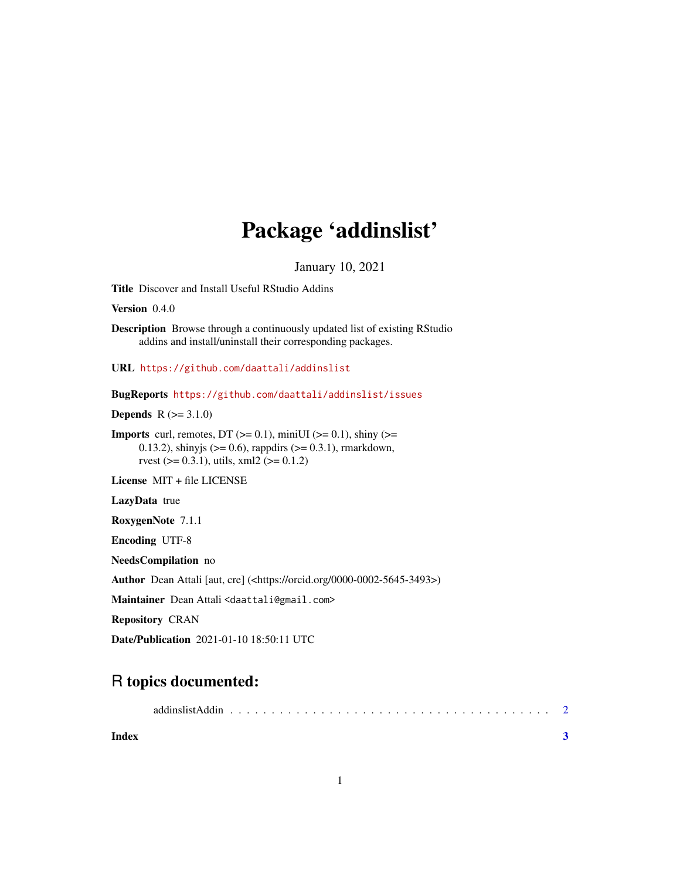# Package 'addinslist'

January 10, 2021

**Title** Discover and Install Useful RStudio Addins

**Version** 0.4.0

**Description** Browse through a continuously updated list of existing RStudio addins and install/uninstall their corresponding packages.

**URL** https://github.com/daattali/addinslist

**BugReports** https://github.com/daattali/addinslist/issues

**Depends** R (>= 3.1.0)

**Imports** curl, remotes, DT (>= 0.1), miniUI (>= 0.1), shiny (>= 0.13.2), shinyjs (>= 0.6), rappdirs (>= 0.3.1), rmarkdown, rvest (>= 0.3.1), utils, xml2 (>= 0.1.2)

**License** MIT + file LICENSE

**LazyData** true

**RoxygenNote** 7.1.1

**Encoding** UTF-8

**NeedsCompilation** no

**Author** Dean Attali [aut, cre] (<https://orcid.org/0000-0002-5645-3493>)

**Maintainer** Dean Attali <daattali@gmail.com>

**Repository** CRAN

**Date/Publication** 2021-01-10 18:50:11 UTC

## R topics documented:

addinslistAddin . . . . . . . . . . . . . . . . . . . . . . . . . . . . . . . . . . . . . . 2

**Index** **3**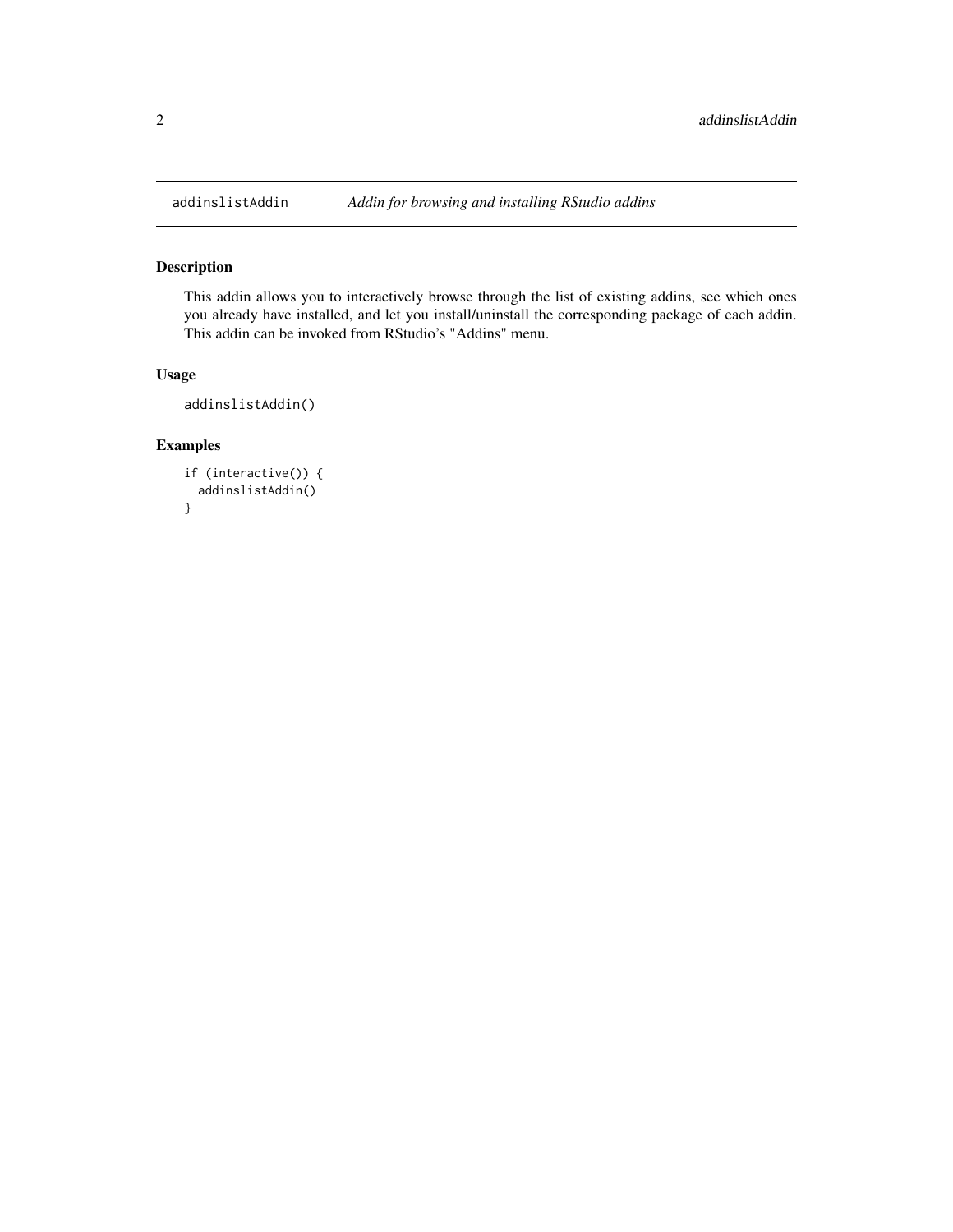# addinslistAddin — *Addin for browsing and installing RStudio addins*

## Description

This addin allows you to interactively browse through the list of existing addins, see which ones you already have installed, and let you install/uninstall the corresponding package of each addin. This addin can be invoked from RStudio's "Addins" menu.

## Usage

```
addinslistAddin()
```

## Examples

```
if (interactive()) {
  addinslistAddin()
}
```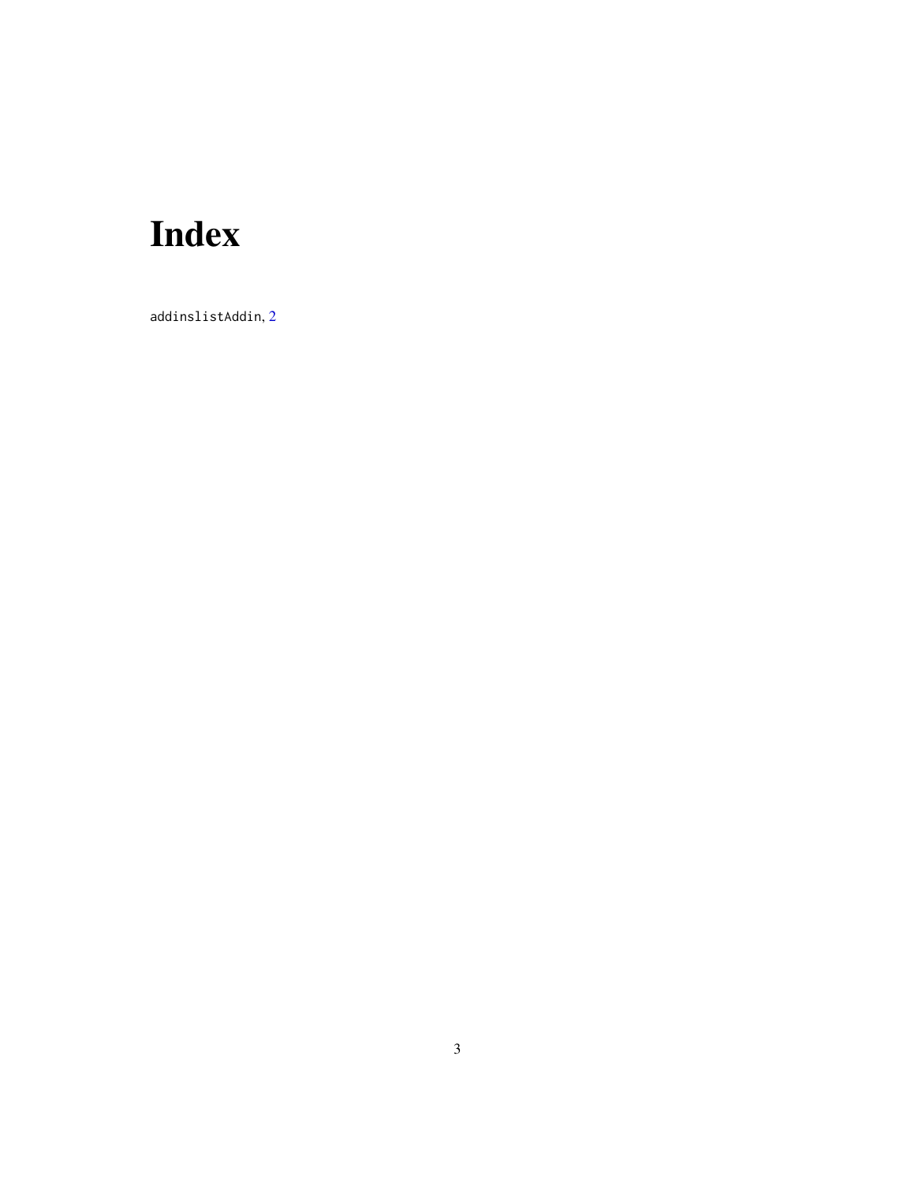# Index

addinslistAddin, 2